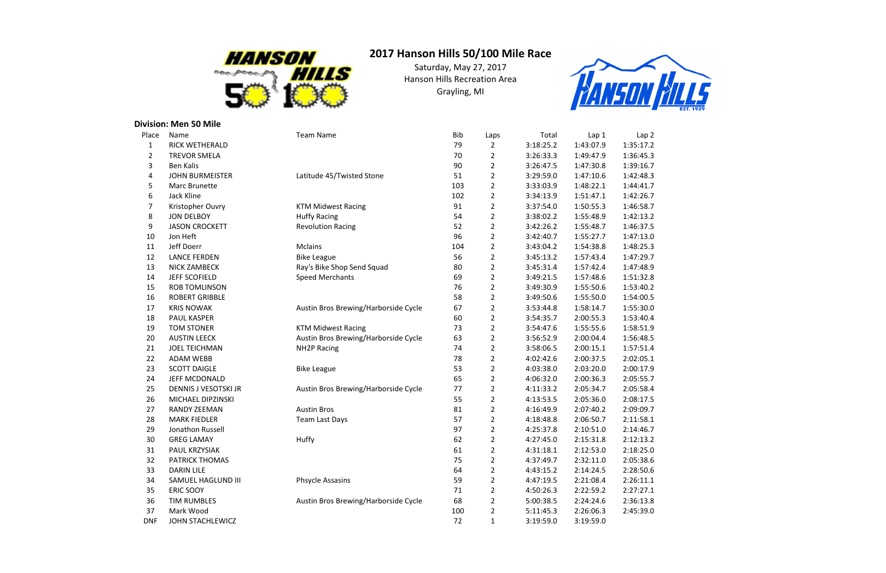# 2017 Hanson Hills 50/100 Mile Race

Saturday, May 27, 2017
Hanson Hills Recreation Area
Grayling, MI

**Division: Men 50 Mile**

| Place | Name | Team Name | Bib | Laps | Total | Lap 1 | Lap 2 |
|---|---|---|---|---|---|---|---|
| 1 | RICK WETHERALD | | 79 | 2 | 3:18:25.2 | 1:43:07.9 | 1:35:17.2 |
| 2 | TREVOR SMELA | | 70 | 2 | 3:26:33.3 | 1:49:47.9 | 1:36:45.3 |
| 3 | Ben Kalis | | 90 | 2 | 3:26:47.5 | 1:47:30.8 | 1:39:16.7 |
| 4 | JOHN BURMEISTER | Latitude 45/Twisted Stone | 51 | 2 | 3:29:59.0 | 1:47:10.6 | 1:42:48.3 |
| 5 | Marc Brunette | | 103 | 2 | 3:33:03.9 | 1:48:22.1 | 1:44:41.7 |
| 6 | Jack Kline | | 102 | 2 | 3:34:13.9 | 1:51:47.1 | 1:42:26.7 |
| 7 | Kristopher Ouvry | KTM Midwest Racing | 91 | 2 | 3:37:54.0 | 1:50:55.3 | 1:46:58.7 |
| 8 | JON DELBOY | Huffy Racing | 54 | 2 | 3:38:02.2 | 1:55:48.9 | 1:42:13.2 |
| 9 | JASON CROCKETT | Revolution Racing | 52 | 2 | 3:42:26.2 | 1:55:48.7 | 1:46:37.5 |
| 10 | Jon Heft | | 96 | 2 | 3:42:40.7 | 1:55:27.7 | 1:47:13.0 |
| 11 | Jeff Doerr | Mclains | 104 | 2 | 3:43:04.2 | 1:54:38.8 | 1:48:25.3 |
| 12 | LANCE FERDEN | Bike League | 56 | 2 | 3:45:13.2 | 1:57:43.4 | 1:47:29.7 |
| 13 | NICK ZAMBECK | Ray's Bike Shop Send Squad | 80 | 2 | 3:45:31.4 | 1:57:42.4 | 1:47:48.9 |
| 14 | JEFF SCOFIELD | Speed Merchants | 69 | 2 | 3:49:21.5 | 1:57:48.6 | 1:51:32.8 |
| 15 | ROB TOMLINSON | | 76 | 2 | 3:49:30.9 | 1:55:50.6 | 1:53:40.2 |
| 16 | ROBERT GRIBBLE | | 58 | 2 | 3:49:50.6 | 1:55:50.0 | 1:54:00.5 |
| 17 | KRIS NOWAK | Austin Bros Brewing/Harborside Cycle | 67 | 2 | 3:53:44.8 | 1:58:14.7 | 1:55:30.0 |
| 18 | PAUL KASPER | | 60 | 2 | 3:54:35.7 | 2:00:55.3 | 1:53:40.4 |
| 19 | TOM STONER | KTM Midwest Racing | 73 | 2 | 3:54:47.6 | 1:55:55.6 | 1:58:51.9 |
| 20 | AUSTIN LEECK | Austin Bros Brewing/Harborside Cycle | 63 | 2 | 3:56:52.9 | 2:00:04.4 | 1:56:48.5 |
| 21 | JOEL TEICHMAN | NH2P Racing | 74 | 2 | 3:58:06.5 | 2:00:15.1 | 1:57:51.4 |
| 22 | ADAM WEBB | | 78 | 2 | 4:02:42.6 | 2:00:37.5 | 2:02:05.1 |
| 23 | SCOTT DAIGLE | Bike League | 53 | 2 | 4:03:38.0 | 2:03:20.0 | 2:00:17.9 |
| 24 | JEFF MCDONALD | | 65 | 2 | 4:06:32.0 | 2:00:36.3 | 2:05:55.7 |
| 25 | DENNIS J VESOTSKI JR | Austin Bros Brewing/Harborside Cycle | 77 | 2 | 4:11:33.2 | 2:05:34.7 | 2:05:58.4 |
| 26 | MICHAEL DIPZINSKI | | 55 | 2 | 4:13:53.5 | 2:05:36.0 | 2:08:17.5 |
| 27 | RANDY ZEEMAN | Austin Bros | 81 | 2 | 4:16:49.9 | 2:07:40.2 | 2:09:09.7 |
| 28 | MARK FIEDLER | Team Last Days | 57 | 2 | 4:18:48.8 | 2:06:50.7 | 2:11:58.1 |
| 29 | Jonathon Russell | | 97 | 2 | 4:25:37.8 | 2:10:51.0 | 2:14:46.7 |
| 30 | GREG LAMAY | Huffy | 62 | 2 | 4:27:45.0 | 2:15:31.8 | 2:12:13.2 |
| 31 | PAUL KRZYSIAK | | 61 | 2 | 4:31:18.1 | 2:12:53.0 | 2:18:25.0 |
| 32 | PATRICK THOMAS | | 75 | 2 | 4:37:49.7 | 2:32:11.0 | 2:05:38.6 |
| 33 | DARIN LILE | | 64 | 2 | 4:43:15.2 | 2:14:24.5 | 2:28:50.6 |
| 34 | SAMUEL HAGLUND III | Phsycle Assasins | 59 | 2 | 4:47:19.5 | 2:21:08.4 | 2:26:11.1 |
| 35 | ERIC SOOY | | 71 | 2 | 4:50:26.3 | 2:22:59.2 | 2:27:27.1 |
| 36 | TIM RUMBLES | Austin Bros Brewing/Harborside Cycle | 68 | 2 | 5:00:38.5 | 2:24:24.6 | 2:36:13.8 |
| 37 | Mark Wood | | 100 | 2 | 5:11:45.3 | 2:26:06.3 | 2:45:39.0 |
| DNF | JOHN STACHLEWICZ | | 72 | 1 | 3:19:59.0 | 3:19:59.0 | |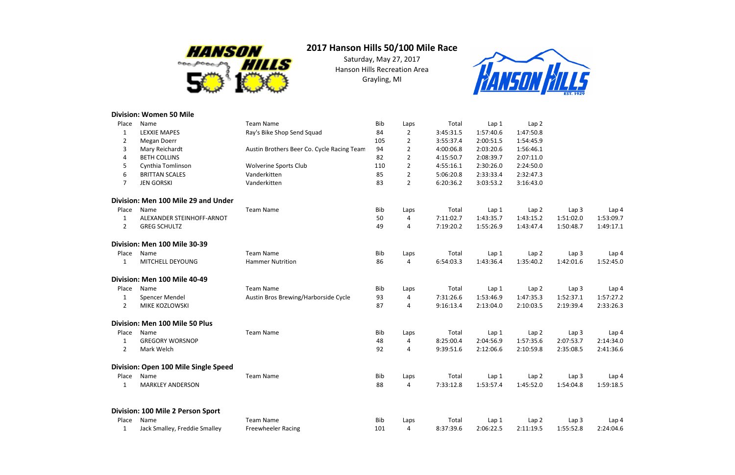# 2017 Hanson Hills 50/100 Mile Race

Saturday, May 27, 2017
Hanson Hills Recreation Area
Grayling, MI

### Division: Women 50 Mile

| Place | Name | Team Name | Bib | Laps | Total | Lap 1 | Lap 2 |
|---|---|---|---|---|---|---|---|
| 1 | LEXXIE MAPES | Ray's Bike Shop Send Squad | 84 | 2 | 3:45:31.5 | 1:57:40.6 | 1:47:50.8 |
| 2 | Megan Doerr | | 105 | 2 | 3:55:37.4 | 2:00:51.5 | 1:54:45.9 |
| 3 | Mary Reichardt | Austin Brothers Beer Co. Cycle Racing Team | 94 | 2 | 4:00:06.8 | 2:03:20.6 | 1:56:46.1 |
| 4 | BETH COLLINS | | 82 | 2 | 4:15:50.7 | 2:08:39.7 | 2:07:11.0 |
| 5 | Cynthia Tomlinson | Wolverine Sports Club | 110 | 2 | 4:55:16.1 | 2:30:26.0 | 2:24:50.0 |
| 6 | BRITTAN SCALES | Vanderkitten | 85 | 2 | 5:06:20.8 | 2:33:33.4 | 2:32:47.3 |
| 7 | JEN GORSKI | Vanderkitten | 83 | 2 | 6:20:36.2 | 3:03:53.2 | 3:16:43.0 |

### Division: Men 100 Mile 29 and Under

| Place | Name | Team Name | Bib | Laps | Total | Lap 1 | Lap 2 | Lap 3 | Lap 4 |
|---|---|---|---|---|---|---|---|---|---|
| 1 | ALEXANDER STEINHOFF-ARNOT | | 50 | 4 | 7:11:02.7 | 1:43:35.7 | 1:43:15.2 | 1:51:02.0 | 1:53:09.7 |
| 2 | GREG SCHULTZ | | 49 | 4 | 7:19:20.2 | 1:55:26.9 | 1:43:47.4 | 1:50:48.7 | 1:49:17.1 |

### Division: Men 100 Mile 30-39

| Place | Name | Team Name | Bib | Laps | Total | Lap 1 | Lap 2 | Lap 3 | Lap 4 |
|---|---|---|---|---|---|---|---|---|---|
| 1 | MITCHELL DEYOUNG | Hammer Nutrition | 86 | 4 | 6:54:03.3 | 1:43:36.4 | 1:35:40.2 | 1:42:01.6 | 1:52:45.0 |

### Division: Men 100 Mile 40-49

| Place | Name | Team Name | Bib | Laps | Total | Lap 1 | Lap 2 | Lap 3 | Lap 4 |
|---|---|---|---|---|---|---|---|---|---|
| 1 | Spencer Mendel | Austin Bros Brewing/Harborside Cycle | 93 | 4 | 7:31:26.6 | 1:53:46.9 | 1:47:35.3 | 1:52:37.1 | 1:57:27.2 |
| 2 | MIKE KOZLOWSKI | | 87 | 4 | 9:16:13.4 | 2:13:04.0 | 2:10:03.5 | 2:19:39.4 | 2:33:26.3 |

### Division: Men 100 Mile 50 Plus

| Place | Name | Team Name | Bib | Laps | Total | Lap 1 | Lap 2 | Lap 3 | Lap 4 |
|---|---|---|---|---|---|---|---|---|---|
| 1 | GREGORY WORSNOP | | 48 | 4 | 8:25:00.4 | 2:04:56.9 | 1:57:35.6 | 2:07:53.7 | 2:14:34.0 |
| 2 | Mark Welch | | 92 | 4 | 9:39:51.6 | 2:12:06.6 | 2:10:59.8 | 2:35:08.5 | 2:41:36.6 |

### Division: Open 100 Mile Single Speed

| Place | Name | Team Name | Bib | Laps | Total | Lap 1 | Lap 2 | Lap 3 | Lap 4 |
|---|---|---|---|---|---|---|---|---|---|
| 1 | MARKLEY ANDERSON | | 88 | 4 | 7:33:12.8 | 1:53:57.4 | 1:45:52.0 | 1:54:04.8 | 1:59:18.5 |

### Division: 100 Mile 2 Person Sport

| Place | Name | Team Name | Bib | Laps | Total | Lap 1 | Lap 2 | Lap 3 | Lap 4 |
|---|---|---|---|---|---|---|---|---|---|
| 1 | Jack Smalley, Freddie Smalley | Freewheeler Racing | 101 | 4 | 8:37:39.6 | 2:06:22.5 | 2:11:19.5 | 1:55:52.8 | 2:24:04.6 |